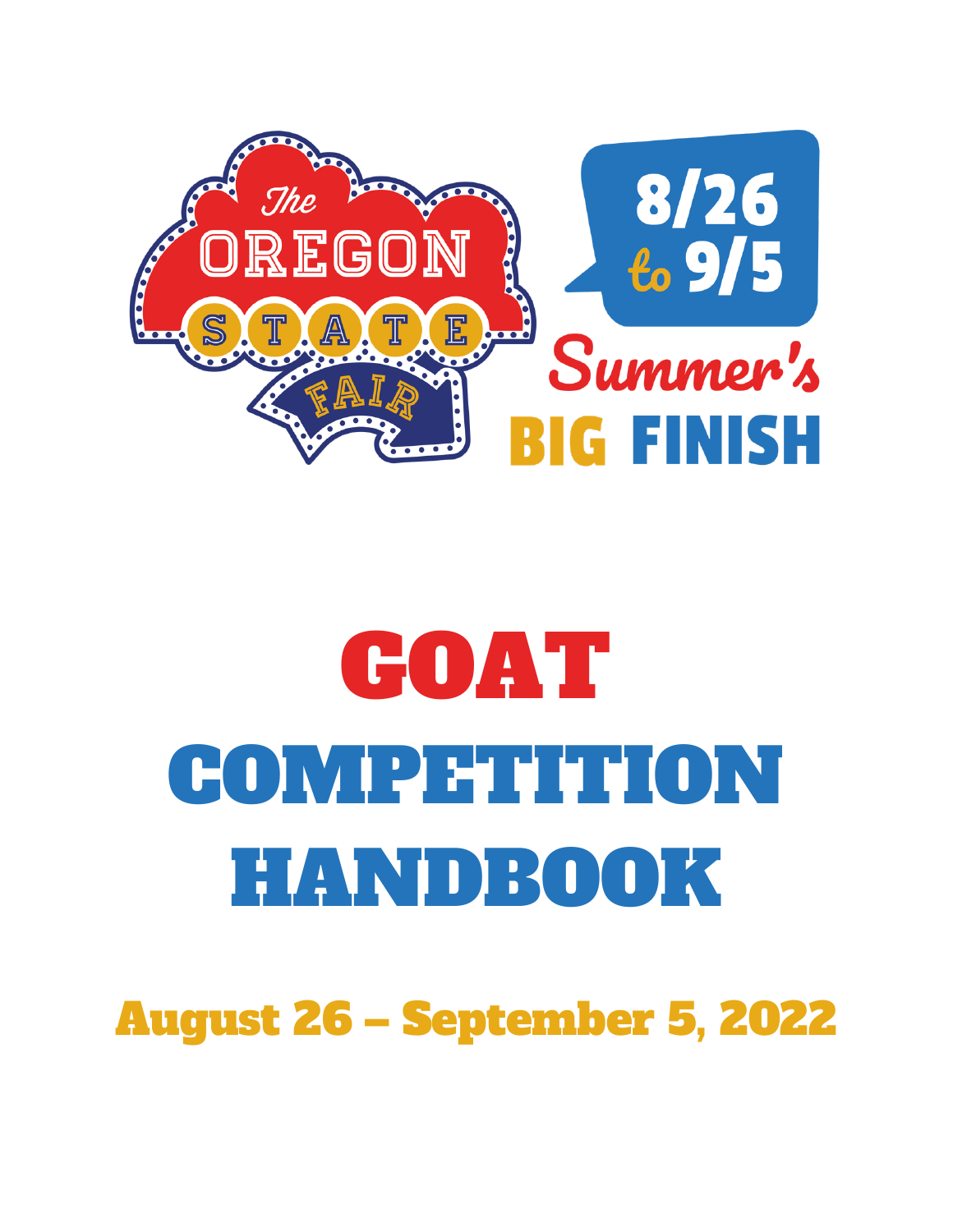The Oregon State Fair

8/26 to 9/5

Summer's BIG FINISH

# GOAT COMPETITION HANDBOOK

## August 26 – September 5, 2022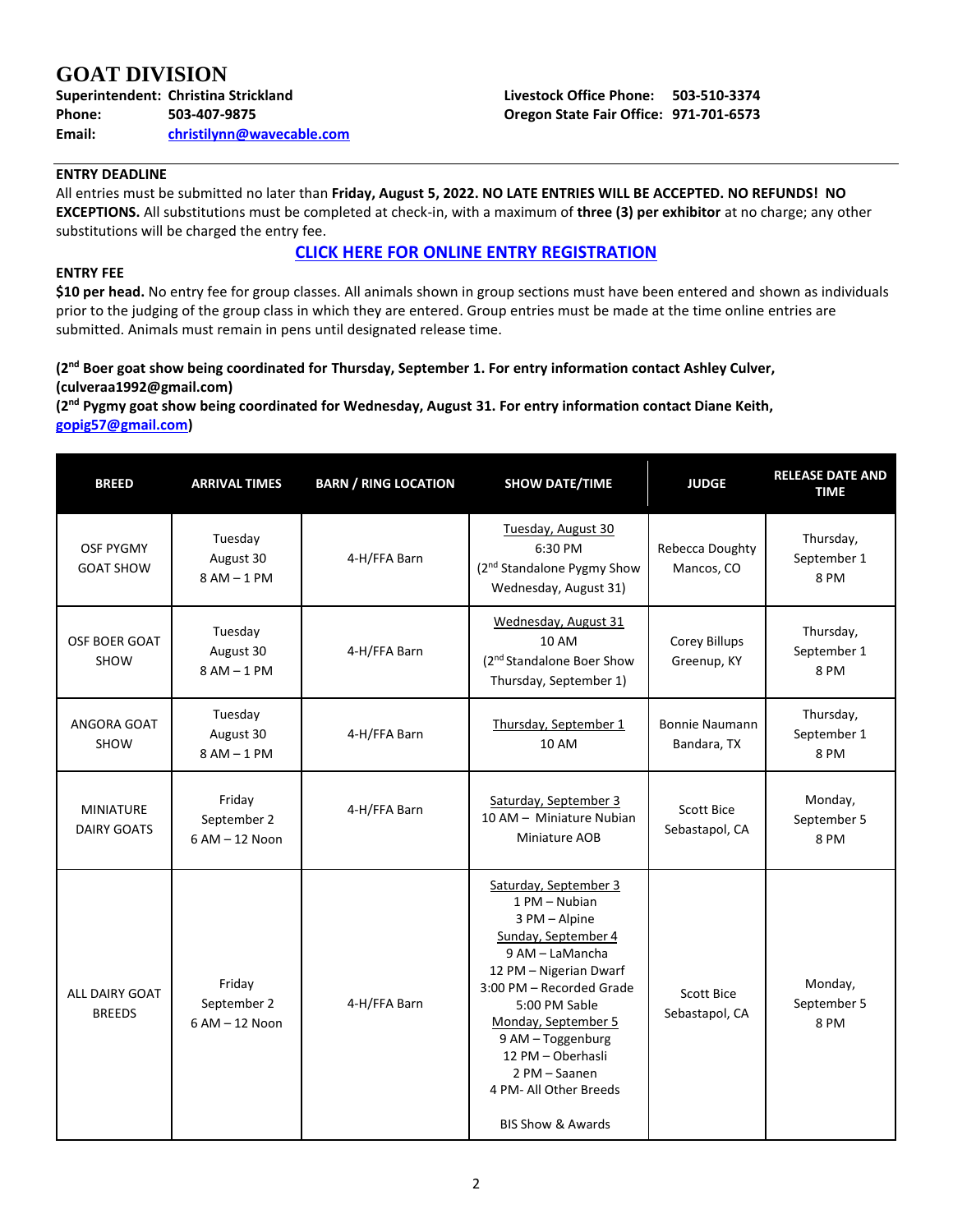# GOAT DIVISION

**Superintendent: Christina Strickland**
**Phone: 503-407-9875**
**Email: christilynn@wavecable.com**

**Livestock Office Phone: 503-510-3374**
**Oregon State Fair Office: 971-701-6573**

**ENTRY DEADLINE**

All entries must be submitted no later than **Friday, August 5, 2022. NO LATE ENTRIES WILL BE ACCEPTED. NO REFUNDS! NO EXCEPTIONS.** All substitutions must be completed at check-in, with a maximum of **three (3) per exhibitor** at no charge; any other substitutions will be charged the entry fee.

**CLICK HERE FOR ONLINE ENTRY REGISTRATION**

**ENTRY FEE**

**$10 per head.** No entry fee for group classes. All animals shown in group sections must have been entered and shown as individuals prior to the judging of the group class in which they are entered. Group entries must be made at the time online entries are submitted. Animals must remain in pens until designated release time.

**(2nd Boer goat show being coordinated for Thursday, September 1. For entry information contact Ashley Culver, (culveraa1992@gmail.com)**

**(2nd Pygmy goat show being coordinated for Wednesday, August 31. For entry information contact Diane Keith, gopig57@gmail.com)**

| BREED | ARRIVAL TIMES | BARN / RING LOCATION | SHOW DATE/TIME | JUDGE | RELEASE DATE AND TIME |
|---|---|---|---|---|---|
| OSF PYGMY GOAT SHOW | Tuesday August 30 8 AM – 1 PM | 4-H/FFA Barn | Tuesday, August 30 6:30 PM (2nd Standalone Pygmy Show Wednesday, August 31) | Rebecca Doughty Mancos, CO | Thursday, September 1 8 PM |
| OSF BOER GOAT SHOW | Tuesday August 30 8 AM – 1 PM | 4-H/FFA Barn | Wednesday, August 31 10 AM (2nd Standalone Boer Show Thursday, September 1) | Corey Billups Greenup, KY | Thursday, September 1 8 PM |
| ANGORA GOAT SHOW | Tuesday August 30 8 AM – 1 PM | 4-H/FFA Barn | Thursday, September 1 10 AM | Bonnie Naumann Bandara, TX | Thursday, September 1 8 PM |
| MINIATURE DAIRY GOATS | Friday September 2 6 AM – 12 Noon | 4-H/FFA Barn | Saturday, September 3 10 AM – Miniature Nubian Miniature AOB | Scott Bice Sebastapol, CA | Monday, September 5 8 PM |
| ALL DAIRY GOAT BREEDS | Friday September 2 6 AM – 12 Noon | 4-H/FFA Barn | Saturday, September 3 1 PM – Nubian 3 PM – Alpine Sunday, September 4 9 AM – LaMancha 12 PM – Nigerian Dwarf 3:00 PM – Recorded Grade 5:00 PM Sable Monday, September 5 9 AM – Toggenburg 12 PM – Oberhasli 2 PM – Saanen 4 PM- All Other Breeds BIS Show & Awards | Scott Bice Sebastapol, CA | Monday, September 5 8 PM |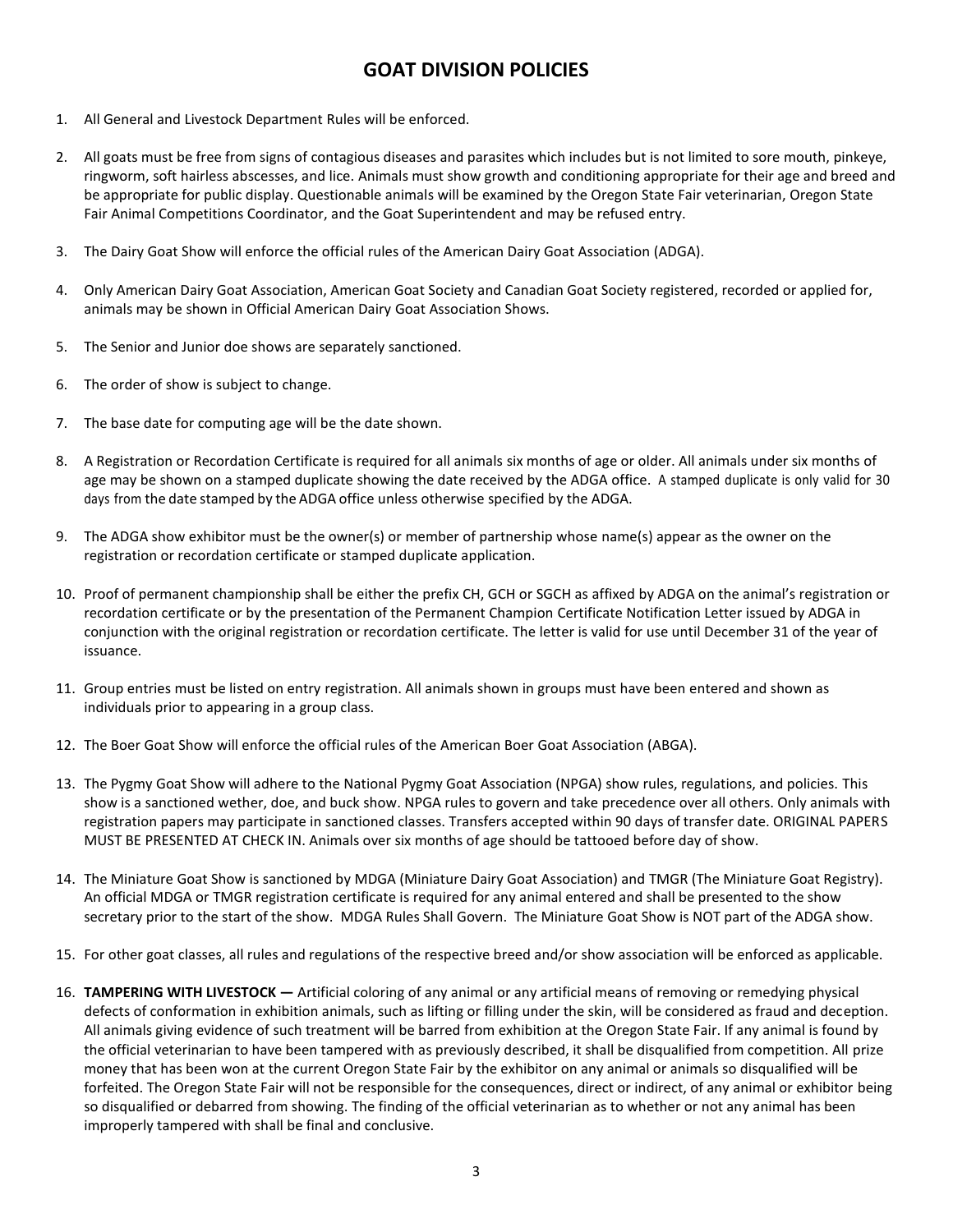# GOAT DIVISION POLICIES

1. All General and Livestock Department Rules will be enforced.

2. All goats must be free from signs of contagious diseases and parasites which includes but is not limited to sore mouth, pinkeye, ringworm, soft hairless abscesses, and lice. Animals must show growth and conditioning appropriate for their age and breed and be appropriate for public display. Questionable animals will be examined by the Oregon State Fair veterinarian, Oregon State Fair Animal Competitions Coordinator, and the Goat Superintendent and may be refused entry.

3. The Dairy Goat Show will enforce the official rules of the American Dairy Goat Association (ADGA).

4. Only American Dairy Goat Association, American Goat Society and Canadian Goat Society registered, recorded or applied for, animals may be shown in Official American Dairy Goat Association Shows.

5. The Senior and Junior doe shows are separately sanctioned.

6. The order of show is subject to change.

7. The base date for computing age will be the date shown.

8. A Registration or Recordation Certificate is required for all animals six months of age or older. All animals under six months of age may be shown on a stamped duplicate showing the date received by the ADGA office. A stamped duplicate is only valid for 30 days from the date stamped by the ADGA office unless otherwise specified by the ADGA.

9. The ADGA show exhibitor must be the owner(s) or member of partnership whose name(s) appear as the owner on the registration or recordation certificate or stamped duplicate application.

10. Proof of permanent championship shall be either the prefix CH, GCH or SGCH as affixed by ADGA on the animal's registration or recordation certificate or by the presentation of the Permanent Champion Certificate Notification Letter issued by ADGA in conjunction with the original registration or recordation certificate. The letter is valid for use until December 31 of the year of issuance.

11. Group entries must be listed on entry registration. All animals shown in groups must have been entered and shown as individuals prior to appearing in a group class.

12. The Boer Goat Show will enforce the official rules of the American Boer Goat Association (ABGA).

13. The Pygmy Goat Show will adhere to the National Pygmy Goat Association (NPGA) show rules, regulations, and policies. This show is a sanctioned wether, doe, and buck show. NPGA rules to govern and take precedence over all others. Only animals with registration papers may participate in sanctioned classes. Transfers accepted within 90 days of transfer date. ORIGINAL PAPERS MUST BE PRESENTED AT CHECK IN. Animals over six months of age should be tattooed before day of show.

14. The Miniature Goat Show is sanctioned by MDGA (Miniature Dairy Goat Association) and TMGR (The Miniature Goat Registry). An official MDGA or TMGR registration certificate is required for any animal entered and shall be presented to the show secretary prior to the start of the show. MDGA Rules Shall Govern. The Miniature Goat Show is NOT part of the ADGA show.

15. For other goat classes, all rules and regulations of the respective breed and/or show association will be enforced as applicable.

16. **TAMPERING WITH LIVESTOCK —** Artificial coloring of any animal or any artificial means of removing or remedying physical defects of conformation in exhibition animals, such as lifting or filling under the skin, will be considered as fraud and deception. All animals giving evidence of such treatment will be barred from exhibition at the Oregon State Fair. If any animal is found by the official veterinarian to have been tampered with as previously described, it shall be disqualified from competition. All prize money that has been won at the current Oregon State Fair by the exhibitor on any animal or animals so disqualified will be forfeited. The Oregon State Fair will not be responsible for the consequences, direct or indirect, of any animal or exhibitor being so disqualified or debarred from showing. The finding of the official veterinarian as to whether or not any animal has been improperly tampered with shall be final and conclusive.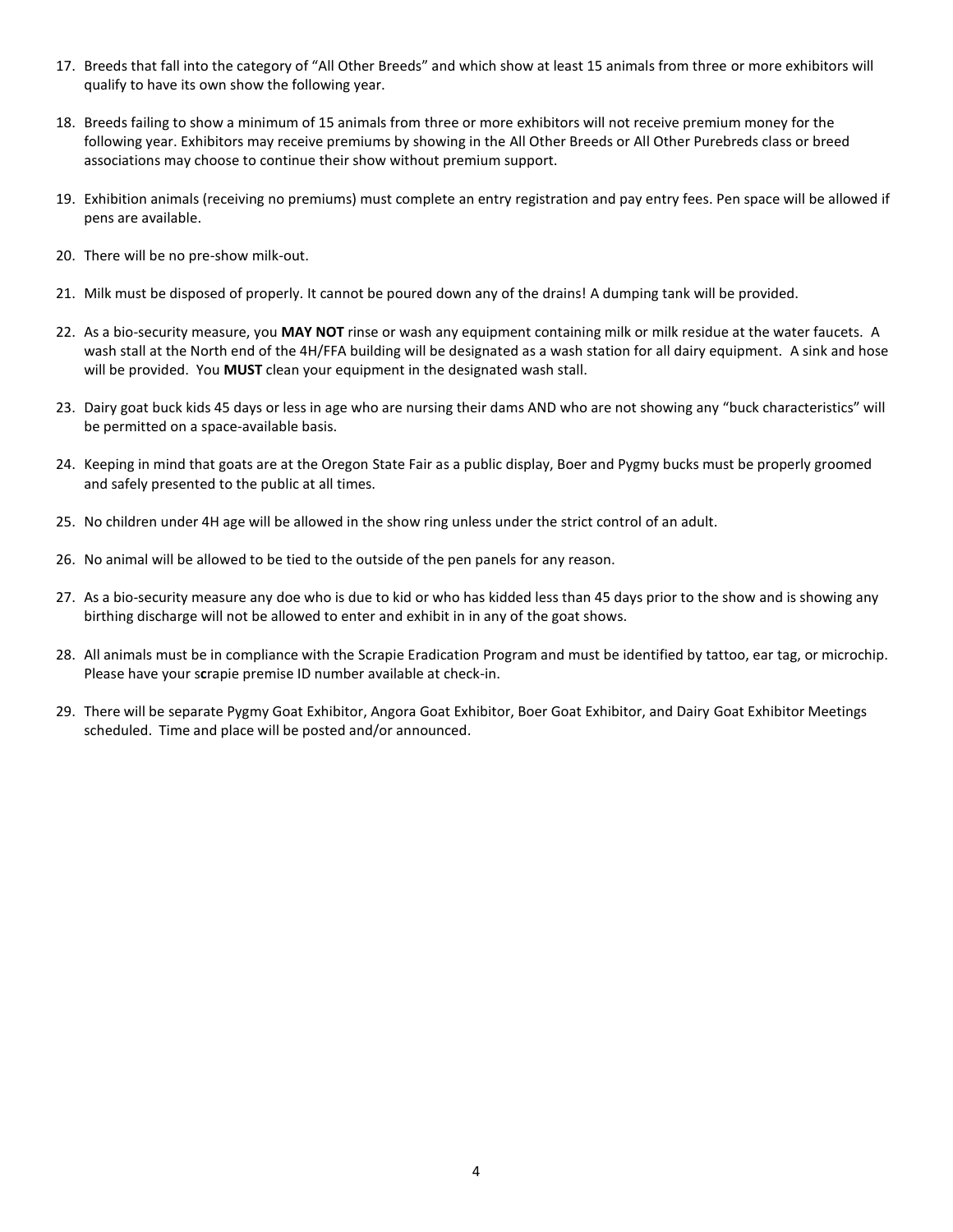17. Breeds that fall into the category of "All Other Breeds" and which show at least 15 animals from three or more exhibitors will qualify to have its own show the following year.

18. Breeds failing to show a minimum of 15 animals from three or more exhibitors will not receive premium money for the following year. Exhibitors may receive premiums by showing in the All Other Breeds or All Other Purebreds class or breed associations may choose to continue their show without premium support.

19. Exhibition animals (receiving no premiums) must complete an entry registration and pay entry fees. Pen space will be allowed if pens are available.

20. There will be no pre-show milk-out.

21. Milk must be disposed of properly. It cannot be poured down any of the drains! A dumping tank will be provided.

22. As a bio-security measure, you **MAY NOT** rinse or wash any equipment containing milk or milk residue at the water faucets. A wash stall at the North end of the 4H/FFA building will be designated as a wash station for all dairy equipment. A sink and hose will be provided. You **MUST** clean your equipment in the designated wash stall.

23. Dairy goat buck kids 45 days or less in age who are nursing their dams AND who are not showing any "buck characteristics" will be permitted on a space-available basis.

24. Keeping in mind that goats are at the Oregon State Fair as a public display, Boer and Pygmy bucks must be properly groomed and safely presented to the public at all times.

25. No children under 4H age will be allowed in the show ring unless under the strict control of an adult.

26. No animal will be allowed to be tied to the outside of the pen panels for any reason.

27. As a bio-security measure any doe who is due to kid or who has kidded less than 45 days prior to the show and is showing any birthing discharge will not be allowed to enter and exhibit in in any of the goat shows.

28. All animals must be in compliance with the Scrapie Eradication Program and must be identified by tattoo, ear tag, or microchip. Please have your s**c**rapie premise ID number available at check-in.

29. There will be separate Pygmy Goat Exhibitor, Angora Goat Exhibitor, Boer Goat Exhibitor, and Dairy Goat Exhibitor Meetings scheduled. Time and place will be posted and/or announced.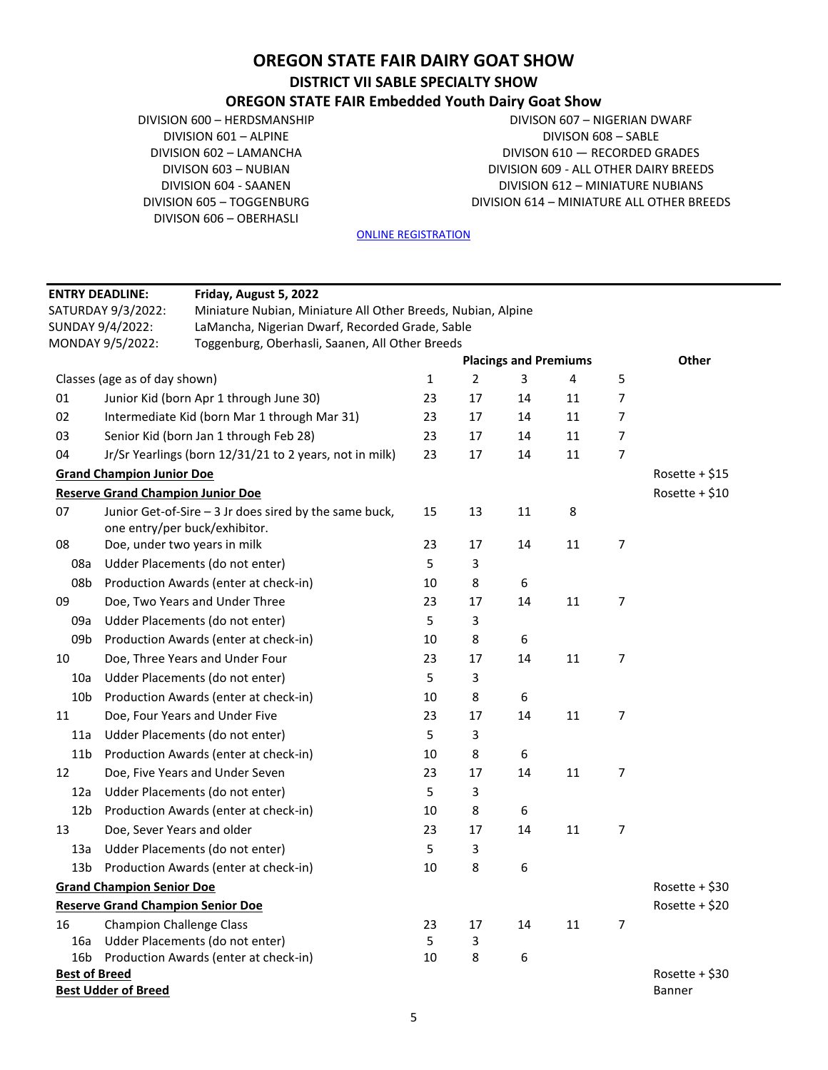# OREGON STATE FAIR DAIRY GOAT SHOW

## DISTRICT VII SABLE SPECIALTY SHOW

## OREGON STATE FAIR Embedded Youth Dairy Goat Show

DIVISION 600 – HERDSMANSHIP
DIVISION 601 – ALPINE
DIVISION 602 – LAMANCHA
DIVISON 603 – NUBIAN
DIVISION 604 - SAANEN
DIVISION 605 – TOGGENBURG
DIVISON 606 – OBERHASLI
DIVISON 607 – NIGERIAN DWARF
DIVISON 608 – SABLE
DIVISON 610 — RECORDED GRADES
DIVISION 609 - ALL OTHER DAIRY BREEDS
DIVISION 612 – MINIATURE NUBIANS
DIVISION 614 – MINIATURE ALL OTHER BREEDS

ONLINE REGISTRATION

**ENTRY DEADLINE:** **Friday, August 5, 2022**
SATURDAY 9/3/2022: Miniature Nubian, Miniature All Other Breeds, Nubian, Alpine
SUNDAY 9/4/2022: LaMancha, Nigerian Dwarf, Recorded Grade, Sable
MONDAY 9/5/2022: Toggenburg, Oberhasli, Saanen, All Other Breeds

| | | Placings and Premiums | | | | | Other |
|---|---|---|---|---|---|---|---|
| Classes (age as of day shown) | | 1 | 2 | 3 | 4 | 5 | |
| 01 | Junior Kid (born Apr 1 through June 30) | 23 | 17 | 14 | 11 | 7 | |
| 02 | Intermediate Kid (born Mar 1 through Mar 31) | 23 | 17 | 14 | 11 | 7 | |
| 03 | Senior Kid (born Jan 1 through Feb 28) | 23 | 17 | 14 | 11 | 7 | |
| 04 | Jr/Sr Yearlings (born 12/31/21 to 2 years, not in milk) | 23 | 17 | 14 | 11 | 7 | |
| **Grand Champion Junior Doe** | | | | | | | Rosette + $15 |
| **Reserve Grand Champion Junior Doe** | | | | | | | Rosette + $10 |
| 07 | Junior Get-of-Sire – 3 Jr does sired by the same buck, one entry/per buck/exhibitor. | 15 | 13 | 11 | 8 | | |
| 08 | Doe, under two years in milk | 23 | 17 | 14 | 11 | 7 | |
| 08a | Udder Placements (do not enter) | 5 | 3 | | | | |
| 08b | Production Awards (enter at check-in) | 10 | 8 | 6 | | | |
| 09 | Doe, Two Years and Under Three | 23 | 17 | 14 | 11 | 7 | |
| 09a | Udder Placements (do not enter) | 5 | 3 | | | | |
| 09b | Production Awards (enter at check-in) | 10 | 8 | 6 | | | |
| 10 | Doe, Three Years and Under Four | 23 | 17 | 14 | 11 | 7 | |
| 10a | Udder Placements (do not enter) | 5 | 3 | | | | |
| 10b | Production Awards (enter at check-in) | 10 | 8 | 6 | | | |
| 11 | Doe, Four Years and Under Five | 23 | 17 | 14 | 11 | 7 | |
| 11a | Udder Placements (do not enter) | 5 | 3 | | | | |
| 11b | Production Awards (enter at check-in) | 10 | 8 | 6 | | | |
| 12 | Doe, Five Years and Under Seven | 23 | 17 | 14 | 11 | 7 | |
| 12a | Udder Placements (do not enter) | 5 | 3 | | | | |
| 12b | Production Awards (enter at check-in) | 10 | 8 | 6 | | | |
| 13 | Doe, Sever Years and older | 23 | 17 | 14 | 11 | 7 | |
| 13a | Udder Placements (do not enter) | 5 | 3 | | | | |
| 13b | Production Awards (enter at check-in) | 10 | 8 | 6 | | | |
| **Grand Champion Senior Doe** | | | | | | | Rosette + $30 |
| **Reserve Grand Champion Senior Doe** | | | | | | | Rosette + $20 |
| 16 | Champion Challenge Class | 23 | 17 | 14 | 11 | 7 | |
| 16a | Udder Placements (do not enter) | 5 | 3 | | | | |
| 16b | Production Awards (enter at check-in) | 10 | 8 | 6 | | | |
| **Best of Breed** | | | | | | | Rosette + $30 |
| **Best Udder of Breed** | | | | | | | Banner |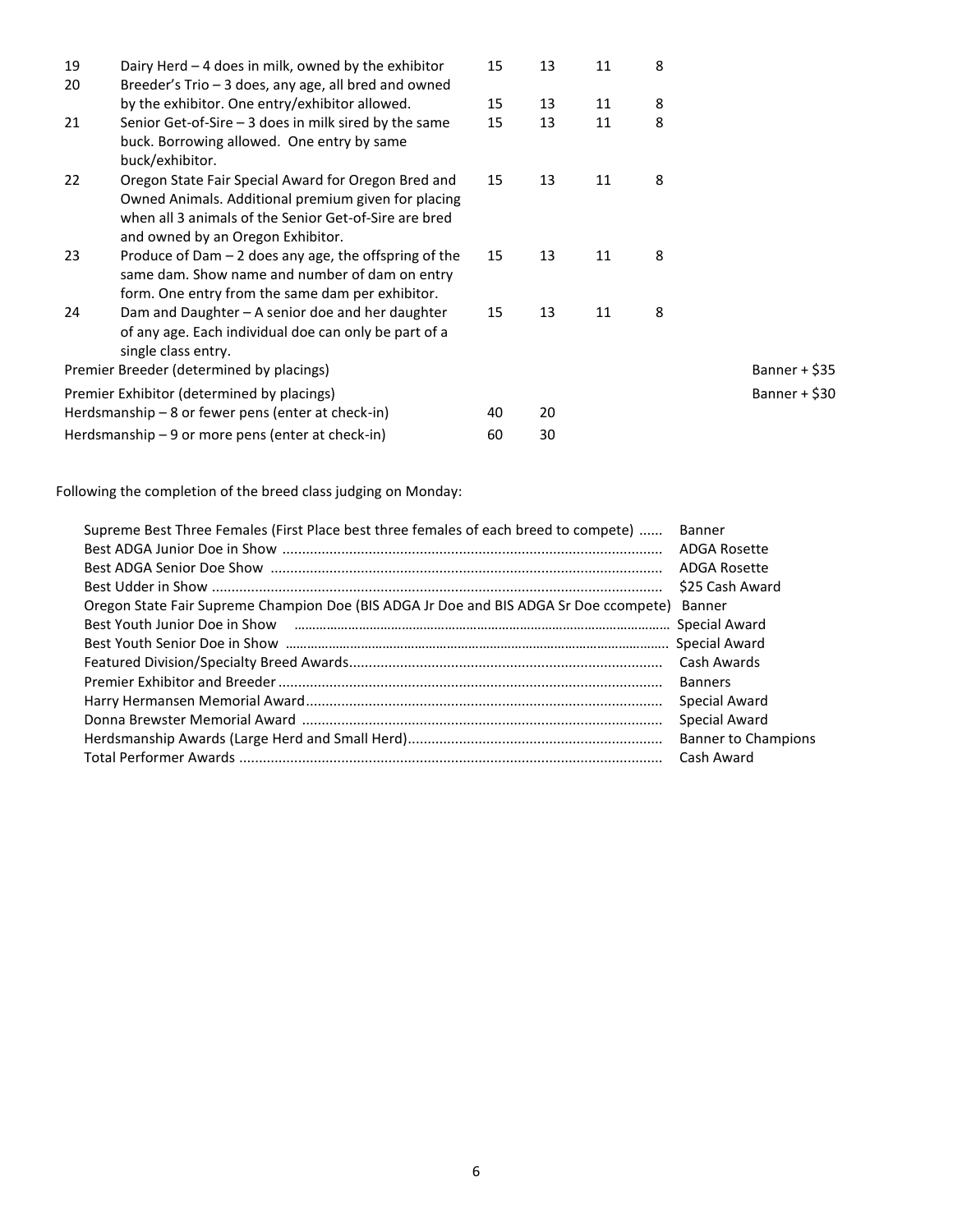| | | | | | | |
|---|---|---|---|---|---|---|
| 19 | Dairy Herd – 4 does in milk, owned by the exhibitor | 15 | 13 | 11 | 8 | |
| 20 | Breeder's Trio – 3 does, any age, all bred and owned by the exhibitor. One entry/exhibitor allowed. | 15 | 13 | 11 | 8 | |
| 21 | Senior Get-of-Sire – 3 does in milk sired by the same buck. Borrowing allowed. One entry by same buck/exhibitor. | 15 | 13 | 11 | 8 | |
| 22 | Oregon State Fair Special Award for Oregon Bred and Owned Animals. Additional premium given for placing when all 3 animals of the Senior Get-of-Sire are bred and owned by an Oregon Exhibitor. | 15 | 13 | 11 | 8 | |
| 23 | Produce of Dam – 2 does any age, the offspring of the same dam. Show name and number of dam on entry form. One entry from the same dam per exhibitor. | 15 | 13 | 11 | 8 | |
| 24 | Dam and Daughter – A senior doe and her daughter of any age. Each individual doe can only be part of a single class entry. | 15 | 13 | 11 | 8 | |
| | Premier Breeder (determined by placings) | | | | | Banner + $35 |
| | Premier Exhibitor (determined by placings) | | | | | Banner + $30 |
| | Herdsmanship – 8 or fewer pens (enter at check-in) | 40 | 20 | | | |
| | Herdsmanship – 9 or more pens (enter at check-in) | 60 | 30 | | | |

Following the completion of the breed class judging on Monday:

| | |
|---|---|
| Supreme Best Three Females (First Place best three females of each breed to compete) | Banner |
| Best ADGA Junior Doe in Show | ADGA Rosette |
| Best ADGA Senior Doe Show | ADGA Rosette |
| Best Udder in Show | $25 Cash Award |
| Oregon State Fair Supreme Champion Doe (BIS ADGA Jr Doe and BIS ADGA Sr Doe ccompete) | Banner |
| Best Youth Junior Doe in Show | Special Award |
| Best Youth Senior Doe in Show | Special Award |
| Featured Division/Specialty Breed Awards | Cash Awards |
| Premier Exhibitor and Breeder | Banners |
| Harry Hermansen Memorial Award | Special Award |
| Donna Brewster Memorial Award | Special Award |
| Herdsmanship Awards (Large Herd and Small Herd) | Banner to Champions |
| Total Performer Awards | Cash Award |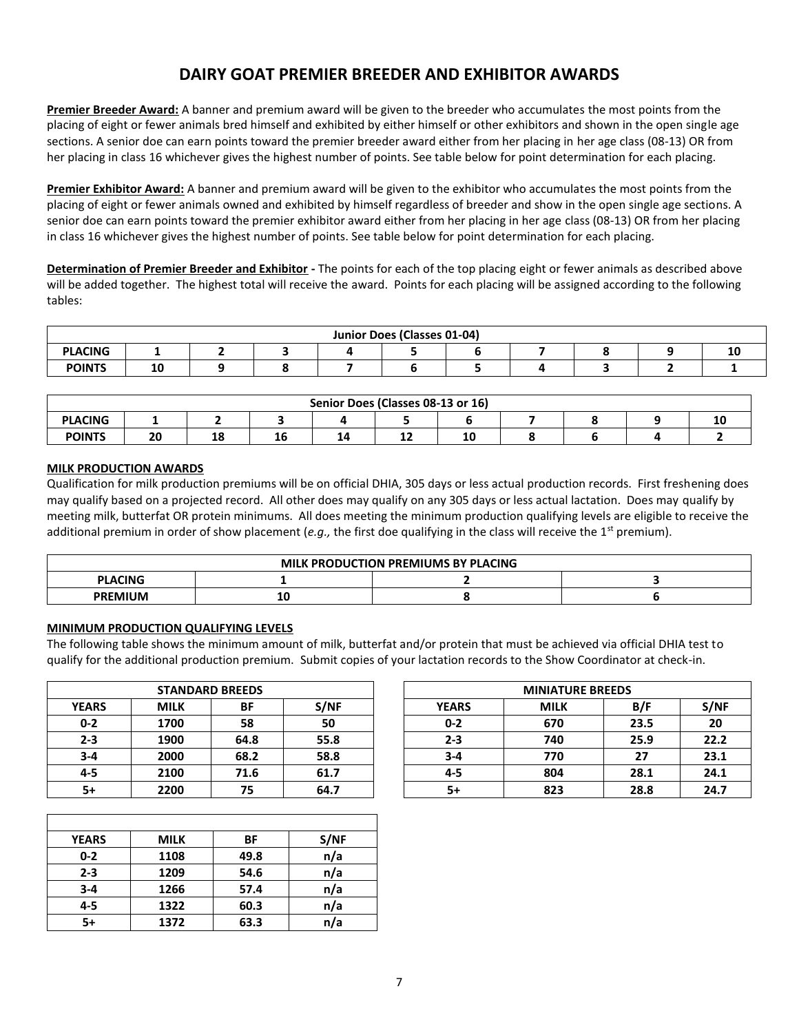# DAIRY GOAT PREMIER BREEDER AND EXHIBITOR AWARDS

**Premier Breeder Award:** A banner and premium award will be given to the breeder who accumulates the most points from the placing of eight or fewer animals bred himself and exhibited by either himself or other exhibitors and shown in the open single age sections. A senior doe can earn points toward the premier breeder award either from her placing in her age class (08-13) OR from her placing in class 16 whichever gives the highest number of points. See table below for point determination for each placing.

**Premier Exhibitor Award:** A banner and premium award will be given to the exhibitor who accumulates the most points from the placing of eight or fewer animals owned and exhibited by himself regardless of breeder and show in the open single age sections. A senior doe can earn points toward the premier exhibitor award either from her placing in her age class (08-13) OR from her placing in class 16 whichever gives the highest number of points. See table below for point determination for each placing.

**Determination of Premier Breeder and Exhibitor -** The points for each of the top placing eight or fewer animals as described above will be added together. The highest total will receive the award. Points for each placing will be assigned according to the following tables:

| Junior Does (Classes 01-04) | | | | | | | | | | |
|---|---|---|---|---|---|---|---|---|---|---|
| **PLACING** | 1 | 2 | 3 | 4 | 5 | 6 | 7 | 8 | 9 | 10 |
| **POINTS** | 10 | 9 | 8 | 7 | 6 | 5 | 4 | 3 | 2 | 1 |

| Senior Does (Classes 08-13 or 16) | | | | | | | | | | |
|---|---|---|---|---|---|---|---|---|---|---|
| **PLACING** | 1 | 2 | 3 | 4 | 5 | 6 | 7 | 8 | 9 | 10 |
| **POINTS** | 20 | 18 | 16 | 14 | 12 | 10 | 8 | 6 | 4 | 2 |

**MILK PRODUCTION AWARDS**

Qualification for milk production premiums will be on official DHIA, 305 days or less actual production records. First freshening does may qualify based on a projected record. All other does may qualify on any 305 days or less actual lactation. Does may qualify by meeting milk, butterfat OR protein minimums. All does meeting the minimum production qualifying levels are eligible to receive the additional premium in order of show placement (*e.g.,* the first doe qualifying in the class will receive the 1st premium).

| MILK PRODUCTION PREMIUMS BY PLACING | | | |
|---|---|---|---|
| **PLACING** | 1 | 2 | 3 |
| **PREMIUM** | 10 | 8 | 6 |

**MINIMUM PRODUCTION QUALIFYING LEVELS**

The following table shows the minimum amount of milk, butterfat and/or protein that must be achieved via official DHIA test to qualify for the additional production premium. Submit copies of your lactation records to the Show Coordinator at check-in.

| STANDARD BREEDS | | | |
|---|---|---|---|
| **YEARS** | **MILK** | **BF** | **S/NF** |
| 0-2 | 1700 | 58 | 50 |
| 2-3 | 1900 | 64.8 | 55.8 |
| 3-4 | 2000 | 68.2 | 58.8 |
| 4-5 | 2100 | 71.6 | 61.7 |
| 5+ | 2200 | 75 | 64.7 |

| MINIATURE BREEDS | | | |
|---|---|---|---|
| **YEARS** | **MILK** | **B/F** | **S/NF** |
| 0-2 | 670 | 23.5 | 20 |
| 2-3 | 740 | 25.9 | 22.2 |
| 3-4 | 770 | 27 | 23.1 |
| 4-5 | 804 | 28.1 | 24.1 |
| 5+ | 823 | 28.8 | 24.7 |

| | | | |
|---|---|---|---|
| **YEARS** | **MILK** | **BF** | **S/NF** |
| 0-2 | 1108 | 49.8 | n/a |
| 2-3 | 1209 | 54.6 | n/a |
| 3-4 | 1266 | 57.4 | n/a |
| 4-5 | 1322 | 60.3 | n/a |
| 5+ | 1372 | 63.3 | n/a |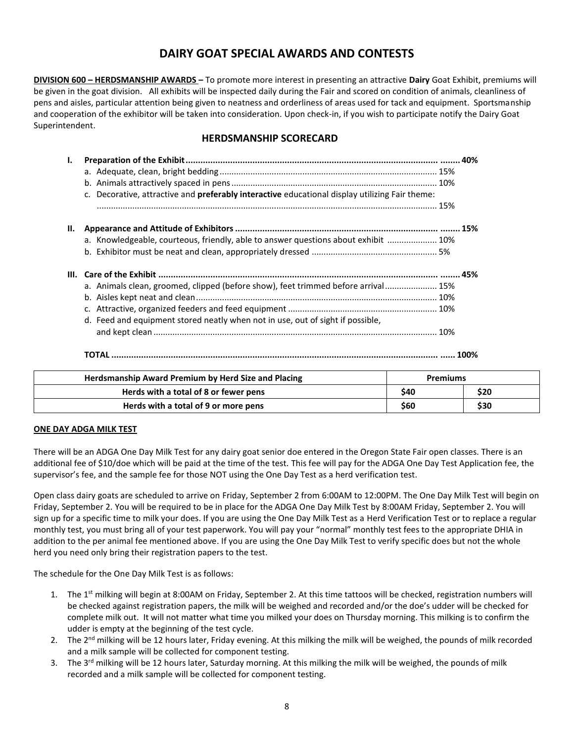# DAIRY GOAT SPECIAL AWARDS AND CONTESTS

**DIVISION 600 – HERDSMANSHIP AWARDS –** To promote more interest in presenting an attractive **Dairy** Goat Exhibit, premiums will be given in the goat division. All exhibits will be inspected daily during the Fair and scored on condition of animals, cleanliness of pens and aisles, particular attention being given to neatness and orderliness of areas used for tack and equipment. Sportsmanship and cooperation of the exhibitor will be taken into consideration. Upon check-in, if you wish to participate notify the Dairy Goat Superintendent.

## HERDSMANSHIP SCORECARD

**I. Preparation of the Exhibit ........ 40%**

- a. Adequate, clean, bright bedding ........ 15%
- b. Animals attractively spaced in pens ........ 10%
- c. Decorative, attractive and **preferably interactive** educational display utilizing Fair theme: ........ 15%

**II. Appearance and Attitude of Exhibitors ........ 15%**

- a. Knowledgeable, courteous, friendly, able to answer questions about exhibit ........ 10%
- b. Exhibitor must be neat and clean, appropriately dressed ........ 5%

**III. Care of the Exhibit ........ 45%**

- a. Animals clean, groomed, clipped (before show), feet trimmed before arrival ........ 15%
- b. Aisles kept neat and clean ........ 10%
- c. Attractive, organized feeders and feed equipment ........ 10%
- d. Feed and equipment stored neatly when not in use, out of sight if possible, and kept clean ........ 10%

**TOTAL ........ 100%**

| Herdsmanship Award Premium by Herd Size and Placing | Premiums | |
|---|---|---|
| Herds with a total of 8 or fewer pens | $40 | $20 |
| Herds with a total of 9 or more pens | $60 | $30 |

**ONE DAY ADGA MILK TEST**

There will be an ADGA One Day Milk Test for any dairy goat senior doe entered in the Oregon State Fair open classes. There is an additional fee of $10/doe which will be paid at the time of the test. This fee will pay for the ADGA One Day Test Application fee, the supervisor's fee, and the sample fee for those NOT using the One Day Test as a herd verification test.

Open class dairy goats are scheduled to arrive on Friday, September 2 from 6:00AM to 12:00PM. The One Day Milk Test will begin on Friday, September 2. You will be required to be in place for the ADGA One Day Milk Test by 8:00AM Friday, September 2. You will sign up for a specific time to milk your does. If you are using the One Day Milk Test as a Herd Verification Test or to replace a regular monthly test, you must bring all of your test paperwork. You will pay your "normal" monthly test fees to the appropriate DHIA in addition to the per animal fee mentioned above. If you are using the One Day Milk Test to verify specific does but not the whole herd you need only bring their registration papers to the test.

The schedule for the One Day Milk Test is as follows:

1. The 1st milking will begin at 8:00AM on Friday, September 2. At this time tattoos will be checked, registration numbers will be checked against registration papers, the milk will be weighed and recorded and/or the doe's udder will be checked for complete milk out. It will not matter what time you milked your does on Thursday morning. This milking is to confirm the udder is empty at the beginning of the test cycle.
2. The 2nd milking will be 12 hours later, Friday evening. At this milking the milk will be weighed, the pounds of milk recorded and a milk sample will be collected for component testing.
3. The 3rd milking will be 12 hours later, Saturday morning. At this milking the milk will be weighed, the pounds of milk recorded and a milk sample will be collected for component testing.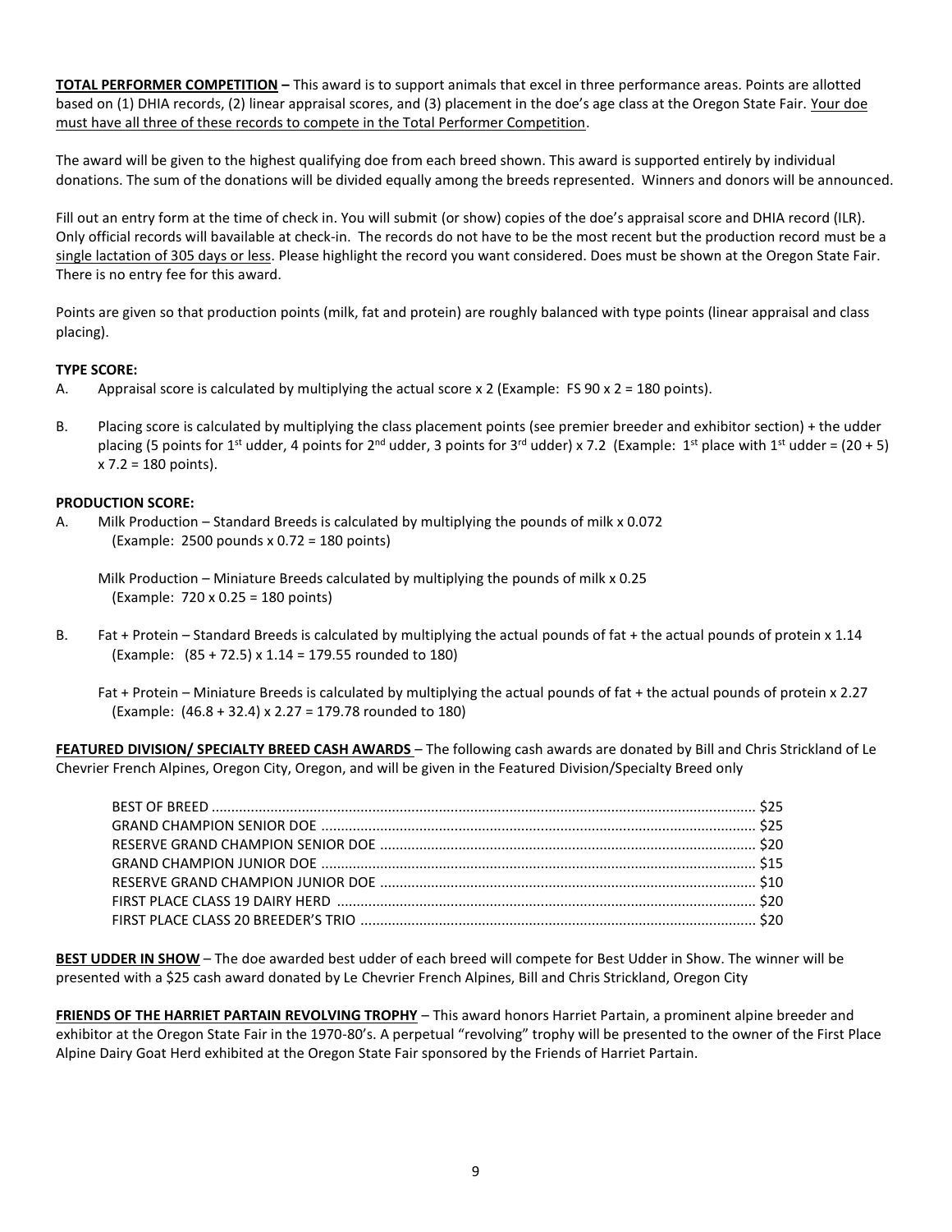**TOTAL PERFORMER COMPETITION** – This award is to support animals that excel in three performance areas. Points are allotted based on (1) DHIA records, (2) linear appraisal scores, and (3) placement in the doe's age class at the Oregon State Fair. Your doe must have all three of these records to compete in the Total Performer Competition.

The award will be given to the highest qualifying doe from each breed shown. This award is supported entirely by individual donations. The sum of the donations will be divided equally among the breeds represented. Winners and donors will be announced.

Fill out an entry form at the time of check in. You will submit (or show) copies of the doe's appraisal score and DHIA record (ILR). Only official records will bavailable at check-in. The records do not have to be the most recent but the production record must be a single lactation of 305 days or less. Please highlight the record you want considered. Does must be shown at the Oregon State Fair. There is no entry fee for this award.

Points are given so that production points (milk, fat and protein) are roughly balanced with type points (linear appraisal and class placing).

**TYPE SCORE:**

A. Appraisal score is calculated by multiplying the actual score x 2 (Example: FS 90 x 2 = 180 points).

B. Placing score is calculated by multiplying the class placement points (see premier breeder and exhibitor section) + the udder placing (5 points for 1st udder, 4 points for 2nd udder, 3 points for 3rd udder) x 7.2 (Example: 1st place with 1st udder = (20 + 5) x 7.2 = 180 points).

**PRODUCTION SCORE:**

A. Milk Production – Standard Breeds is calculated by multiplying the pounds of milk x 0.072
 (Example: 2500 pounds x 0.72 = 180 points)

 Milk Production – Miniature Breeds calculated by multiplying the pounds of milk x 0.25
 (Example: 720 x 0.25 = 180 points)

B. Fat + Protein – Standard Breeds is calculated by multiplying the actual pounds of fat + the actual pounds of protein x 1.14
 (Example: (85 + 72.5) x 1.14 = 179.55 rounded to 180)

 Fat + Protein – Miniature Breeds is calculated by multiplying the actual pounds of fat + the actual pounds of protein x 2.27
 (Example: (46.8 + 32.4) x 2.27 = 179.78 rounded to 180)

**FEATURED DIVISION/ SPECIALTY BREED CASH AWARDS** – The following cash awards are donated by Bill and Chris Strickland of Le Chevrier French Alpines, Oregon City, Oregon, and will be given in the Featured Division/Specialty Breed only

| | |
|---|---|
| BEST OF BREED | $25 |
| GRAND CHAMPION SENIOR DOE | $25 |
| RESERVE GRAND CHAMPION SENIOR DOE | $20 |
| GRAND CHAMPION JUNIOR DOE | $15 |
| RESERVE GRAND CHAMPION JUNIOR DOE | $10 |
| FIRST PLACE CLASS 19 DAIRY HERD | $20 |
| FIRST PLACE CLASS 20 BREEDER'S TRIO | $20 |

**BEST UDDER IN SHOW** – The doe awarded best udder of each breed will compete for Best Udder in Show. The winner will be presented with a $25 cash award donated by Le Chevrier French Alpines, Bill and Chris Strickland, Oregon City

**FRIENDS OF THE HARRIET PARTAIN REVOLVING TROPHY** – This award honors Harriet Partain, a prominent alpine breeder and exhibitor at the Oregon State Fair in the 1970-80's. A perpetual "revolving" trophy will be presented to the owner of the First Place Alpine Dairy Goat Herd exhibited at the Oregon State Fair sponsored by the Friends of Harriet Partain.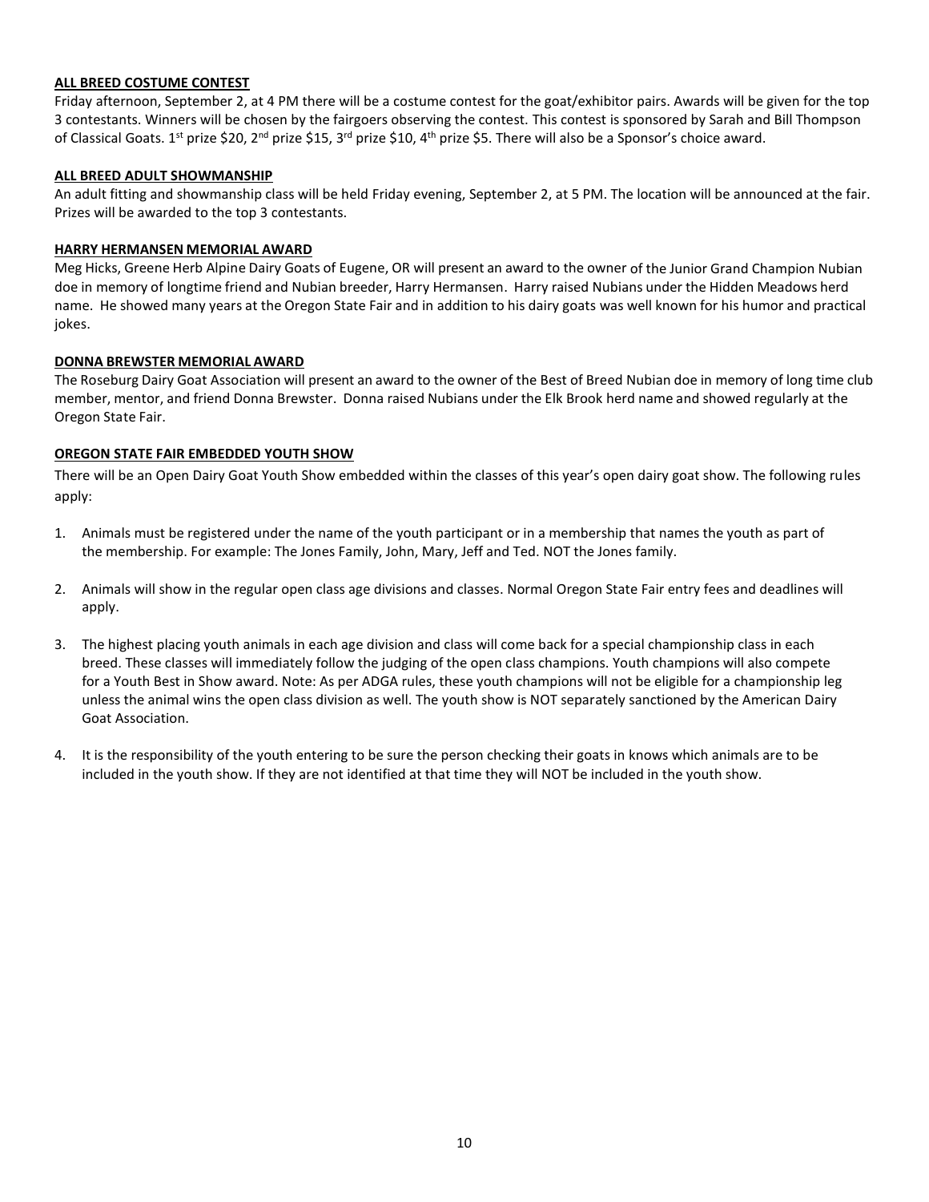**ALL BREED COSTUME CONTEST**

Friday afternoon, September 2, at 4 PM there will be a costume contest for the goat/exhibitor pairs. Awards will be given for the top 3 contestants. Winners will be chosen by the fairgoers observing the contest. This contest is sponsored by Sarah and Bill Thompson of Classical Goats. 1st prize $20, 2nd prize $15, 3rd prize $10, 4th prize $5. There will also be a Sponsor's choice award.

**ALL BREED ADULT SHOWMANSHIP**

An adult fitting and showmanship class will be held Friday evening, September 2, at 5 PM. The location will be announced at the fair. Prizes will be awarded to the top 3 contestants.

**HARRY HERMANSEN MEMORIAL AWARD**

Meg Hicks, Greene Herb Alpine Dairy Goats of Eugene, OR will present an award to the owner of the Junior Grand Champion Nubian doe in memory of longtime friend and Nubian breeder, Harry Hermansen. Harry raised Nubians under the Hidden Meadows herd name. He showed many years at the Oregon State Fair and in addition to his dairy goats was well known for his humor and practical jokes.

**DONNA BREWSTER MEMORIAL AWARD**

The Roseburg Dairy Goat Association will present an award to the owner of the Best of Breed Nubian doe in memory of long time club member, mentor, and friend Donna Brewster. Donna raised Nubians under the Elk Brook herd name and showed regularly at the Oregon State Fair.

**OREGON STATE FAIR EMBEDDED YOUTH SHOW**

There will be an Open Dairy Goat Youth Show embedded within the classes of this year's open dairy goat show. The following rules apply:

1. Animals must be registered under the name of the youth participant or in a membership that names the youth as part of the membership. For example: The Jones Family, John, Mary, Jeff and Ted. NOT the Jones family.
2. Animals will show in the regular open class age divisions and classes. Normal Oregon State Fair entry fees and deadlines will apply.
3. The highest placing youth animals in each age division and class will come back for a special championship class in each breed. These classes will immediately follow the judging of the open class champions. Youth champions will also compete for a Youth Best in Show award. Note: As per ADGA rules, these youth champions will not be eligible for a championship leg unless the animal wins the open class division as well. The youth show is NOT separately sanctioned by the American Dairy Goat Association.
4. It is the responsibility of the youth entering to be sure the person checking their goats in knows which animals are to be included in the youth show. If they are not identified at that time they will NOT be included in the youth show.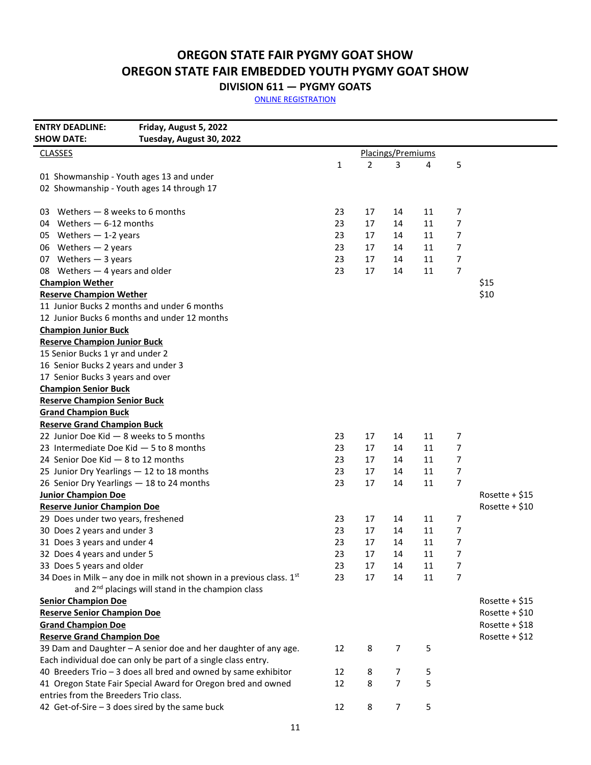# OREGON STATE FAIR PYGMY GOAT SHOW

# OREGON STATE FAIR EMBEDDED YOUTH PYGMY GOAT SHOW

## DIVISION 611 — PYGMY GOATS

ONLINE REGISTRATION

**ENTRY DEADLINE:** **Friday, August 5, 2022**
**SHOW DATE:** **Tuesday, August 30, 2022**

| CLASSES | Placings/Premiums | | | | | |
|---|---|---|---|---|---|---|
| | 1 | 2 | 3 | 4 | 5 | |
| 01 Showmanship - Youth ages 13 and under | | | | | | |
| 02 Showmanship - Youth ages 14 through 17 | | | | | | |
| 03 Wethers — 8 weeks to 6 months | 23 | 17 | 14 | 11 | 7 | |
| 04 Wethers — 6-12 months | 23 | 17 | 14 | 11 | 7 | |
| 05 Wethers — 1-2 years | 23 | 17 | 14 | 11 | 7 | |
| 06 Wethers — 2 years | 23 | 17 | 14 | 11 | 7 | |
| 07 Wethers — 3 years | 23 | 17 | 14 | 11 | 7 | |
| 08 Wethers — 4 years and older | 23 | 17 | 14 | 11 | 7 | |
| **Champion Wether** | | | | | | $15 |
| **Reserve Champion Wether** | | | | | | $10 |
| 11 Junior Bucks 2 months and under 6 months | | | | | | |
| 12 Junior Bucks 6 months and under 12 months | | | | | | |
| **Champion Junior Buck** | | | | | | |
| **Reserve Champion Junior Buck** | | | | | | |
| 15 Senior Bucks 1 yr and under 2 | | | | | | |
| 16 Senior Bucks 2 years and under 3 | | | | | | |
| 17 Senior Bucks 3 years and over | | | | | | |
| **Champion Senior Buck** | | | | | | |
| **Reserve Champion Senior Buck** | | | | | | |
| **Grand Champion Buck** | | | | | | |
| **Reserve Grand Champion Buck** | | | | | | |
| 22 Junior Doe Kid — 8 weeks to 5 months | 23 | 17 | 14 | 11 | 7 | |
| 23 Intermediate Doe Kid — 5 to 8 months | 23 | 17 | 14 | 11 | 7 | |
| 24 Senior Doe Kid — 8 to 12 months | 23 | 17 | 14 | 11 | 7 | |
| 25 Junior Dry Yearlings — 12 to 18 months | 23 | 17 | 14 | 11 | 7 | |
| 26 Senior Dry Yearlings — 18 to 24 months | 23 | 17 | 14 | 11 | 7 | |
| **Junior Champion Doe** | | | | | | Rosette + $15 |
| **Reserve Junior Champion Doe** | | | | | | Rosette + $10 |
| 29 Does under two years, freshened | 23 | 17 | 14 | 11 | 7 | |
| 30 Does 2 years and under 3 | 23 | 17 | 14 | 11 | 7 | |
| 31 Does 3 years and under 4 | 23 | 17 | 14 | 11 | 7 | |
| 32 Does 4 years and under 5 | 23 | 17 | 14 | 11 | 7 | |
| 33 Does 5 years and older | 23 | 17 | 14 | 11 | 7 | |
| 34 Does in Milk – any doe in milk not shown in a previous class. 1st and 2nd placings will stand in the champion class | 23 | 17 | 14 | 11 | 7 | |
| **Senior Champion Doe** | | | | | | Rosette + $15 |
| **Reserve Senior Champion Doe** | | | | | | Rosette + $10 |
| **Grand Champion Doe** | | | | | | Rosette + $18 |
| **Reserve Grand Champion Doe** | | | | | | Rosette + $12 |
| 39 Dam and Daughter – A senior doe and her daughter of any age. Each individual doe can only be part of a single class entry. | 12 | 8 | 7 | 5 | | |
| 40 Breeders Trio – 3 does all bred and owned by same exhibitor | 12 | 8 | 7 | 5 | | |
| 41 Oregon State Fair Special Award for Oregon bred and owned entries from the Breeders Trio class. | 12 | 8 | 7 | 5 | | |
| 42 Get-of-Sire – 3 does sired by the same buck | 12 | 8 | 7 | 5 | | |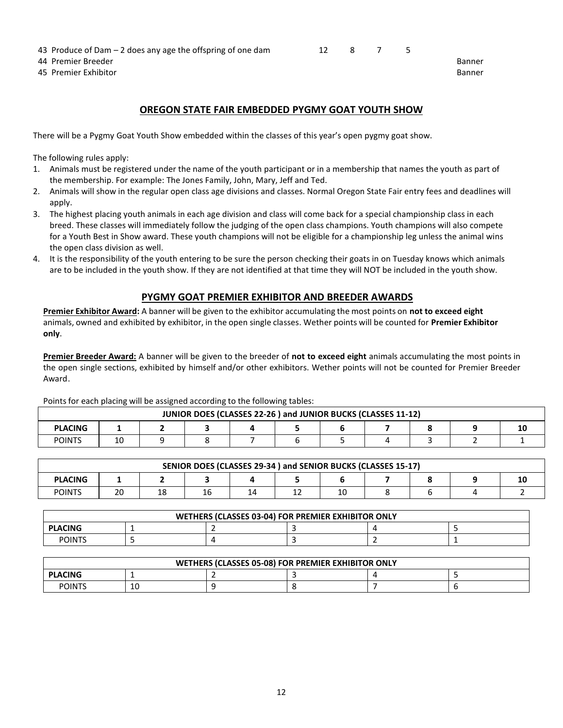| | | | | | |
|---|---|---|---|---|---|
| 43 Produce of Dam – 2 does any age the offspring of one dam | 12 | 8 | 7 | 5 | |
| 44 Premier Breeder | | | | | Banner |
| 45 Premier Exhibitor | | | | | Banner |

## OREGON STATE FAIR EMBEDDED PYGMY GOAT YOUTH SHOW

There will be a Pygmy Goat Youth Show embedded within the classes of this year's open pygmy goat show.

The following rules apply:

1. Animals must be registered under the name of the youth participant or in a membership that names the youth as part of the membership. For example: The Jones Family, John, Mary, Jeff and Ted.
2. Animals will show in the regular open class age divisions and classes. Normal Oregon State Fair entry fees and deadlines will apply.
3. The highest placing youth animals in each age division and class will come back for a special championship class in each breed. These classes will immediately follow the judging of the open class champions. Youth champions will also compete for a Youth Best in Show award. These youth champions will not be eligible for a championship leg unless the animal wins the open class division as well.
4. It is the responsibility of the youth entering to be sure the person checking their goats in on Tuesday knows which animals are to be included in the youth show. If they are not identified at that time they will NOT be included in the youth show.

## PYGMY GOAT PREMIER EXHIBITOR AND BREEDER AWARDS

**Premier Exhibitor Award:** A banner will be given to the exhibitor accumulating the most points on **not to exceed eight** animals, owned and exhibited by exhibitor, in the open single classes. Wether points will be counted for **Premier Exhibitor only**.

**Premier Breeder Award:** A banner will be given to the breeder of **not to exceed eight** animals accumulating the most points in the open single sections, exhibited by himself and/or other exhibitors. Wether points will not be counted for Premier Breeder Award.

Points for each placing will be assigned according to the following tables:

| JUNIOR DOES (CLASSES 22-26 ) and JUNIOR BUCKS (CLASSES 11-12) | | | | | | | | | | |
|---|---|---|---|---|---|---|---|---|---|---|
| **PLACING** | **1** | **2** | **3** | **4** | **5** | **6** | **7** | **8** | **9** | **10** |
| POINTS | 10 | 9 | 8 | 7 | 6 | 5 | 4 | 3 | 2 | 1 |

| SENIOR DOES (CLASSES 29-34 ) and SENIOR BUCKS (CLASSES 15-17) | | | | | | | | | | |
|---|---|---|---|---|---|---|---|---|---|---|
| **PLACING** | **1** | **2** | **3** | **4** | **5** | **6** | **7** | **8** | **9** | **10** |
| POINTS | 20 | 18 | 16 | 14 | 12 | 10 | 8 | 6 | 4 | 2 |

| WETHERS (CLASSES 03-04) FOR PREMIER EXHIBITOR ONLY | | | | | |
|---|---|---|---|---|---|
| **PLACING** | 1 | 2 | 3 | 4 | 5 |
| POINTS | 5 | 4 | 3 | 2 | 1 |

| WETHERS (CLASSES 05-08) FOR PREMIER EXHIBITOR ONLY | | | | | |
|---|---|---|---|---|---|
| **PLACING** | 1 | 2 | 3 | 4 | 5 |
| POINTS | 10 | 9 | 8 | 7 | 6 |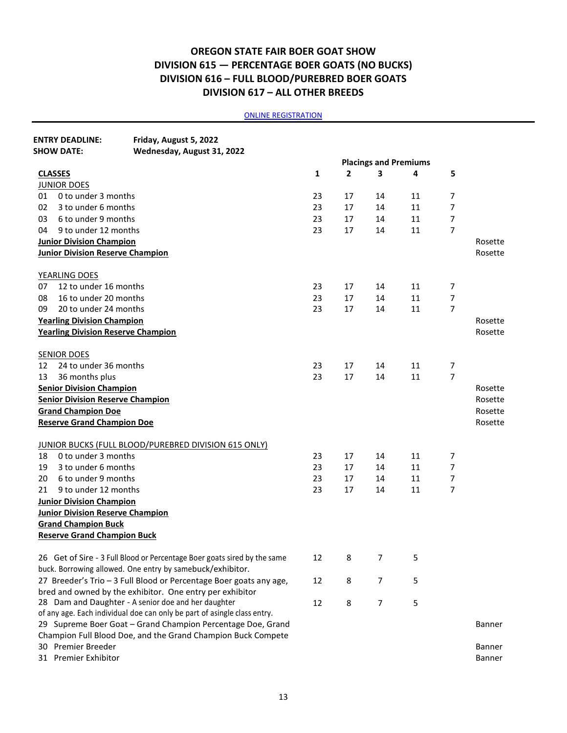# OREGON STATE FAIR BOER GOAT SHOW
# DIVISION 615 — PERCENTAGE BOER GOATS (NO BUCKS)
# DIVISION 616 – FULL BLOOD/PUREBRED BOER GOATS
# DIVISION 617 – ALL OTHER BREEDS

[ONLINE REGISTRATION]

**ENTRY DEADLINE:** **Friday, August 5, 2022**
**SHOW DATE:** **Wednesday, August 31, 2022**

| **CLASSES** | **1** | **2** | **3** | **4** | **5** | |
|---|---|---|---|---|---|---|
| JUNIOR DOES | | | | | | |
| 01 0 to under 3 months | 23 | 17 | 14 | 11 | 7 | |
| 02 3 to under 6 months | 23 | 17 | 14 | 11 | 7 | |
| 03 6 to under 9 months | 23 | 17 | 14 | 11 | 7 | |
| 04 9 to under 12 months | 23 | 17 | 14 | 11 | 7 | |
| **Junior Division Champion** | | | | | | Rosette |
| **Junior Division Reserve Champion** | | | | | | Rosette |
| YEARLING DOES | | | | | | |
| 07 12 to under 16 months | 23 | 17 | 14 | 11 | 7 | |
| 08 16 to under 20 months | 23 | 17 | 14 | 11 | 7 | |
| 09 20 to under 24 months | 23 | 17 | 14 | 11 | 7 | |
| **Yearling Division Champion** | | | | | | Rosette |
| **Yearling Division Reserve Champion** | | | | | | Rosette |
| SENIOR DOES | | | | | | |
| 12 24 to under 36 months | 23 | 17 | 14 | 11 | 7 | |
| 13 36 months plus | 23 | 17 | 14 | 11 | 7 | |
| **Senior Division Champion** | | | | | | Rosette |
| **Senior Division Reserve Champion** | | | | | | Rosette |
| **Grand Champion Doe** | | | | | | Rosette |
| **Reserve Grand Champion Doe** | | | | | | Rosette |
| JUNIOR BUCKS (FULL BLOOD/PUREBRED DIVISION 615 ONLY) | | | | | | |
| 18 0 to under 3 months | 23 | 17 | 14 | 11 | 7 | |
| 19 3 to under 6 months | 23 | 17 | 14 | 11 | 7 | |
| 20 6 to under 9 months | 23 | 17 | 14 | 11 | 7 | |
| 21 9 to under 12 months | 23 | 17 | 14 | 11 | 7 | |
| **Junior Division Champion** | | | | | | |
| **Junior Division Reserve Champion** | | | | | | |
| **Grand Champion Buck** | | | | | | |
| **Reserve Grand Champion Buck** | | | | | | |
| 26 Get of Sire - 3 Full Blood or Percentage Boer goats sired by the same buck. Borrowing allowed. One entry by samebuck/exhibitor. | 12 | 8 | 7 | 5 | | |
| 27 Breeder's Trio – 3 Full Blood or Percentage Boer goats any age, bred and owned by the exhibitor. One entry per exhibitor | 12 | 8 | 7 | 5 | | |
| 28 Dam and Daughter - A senior doe and her daughter of any age. Each individual doe can only be part of asingle class entry. | 12 | 8 | 7 | 5 | | |
| 29 Supreme Boer Goat – Grand Champion Percentage Doe, Grand Champion Full Blood Doe, and the Grand Champion Buck Compete | | | | | | Banner |
| 30 Premier Breeder | | | | | | Banner |
| 31 Premier Exhibitor | | | | | | Banner |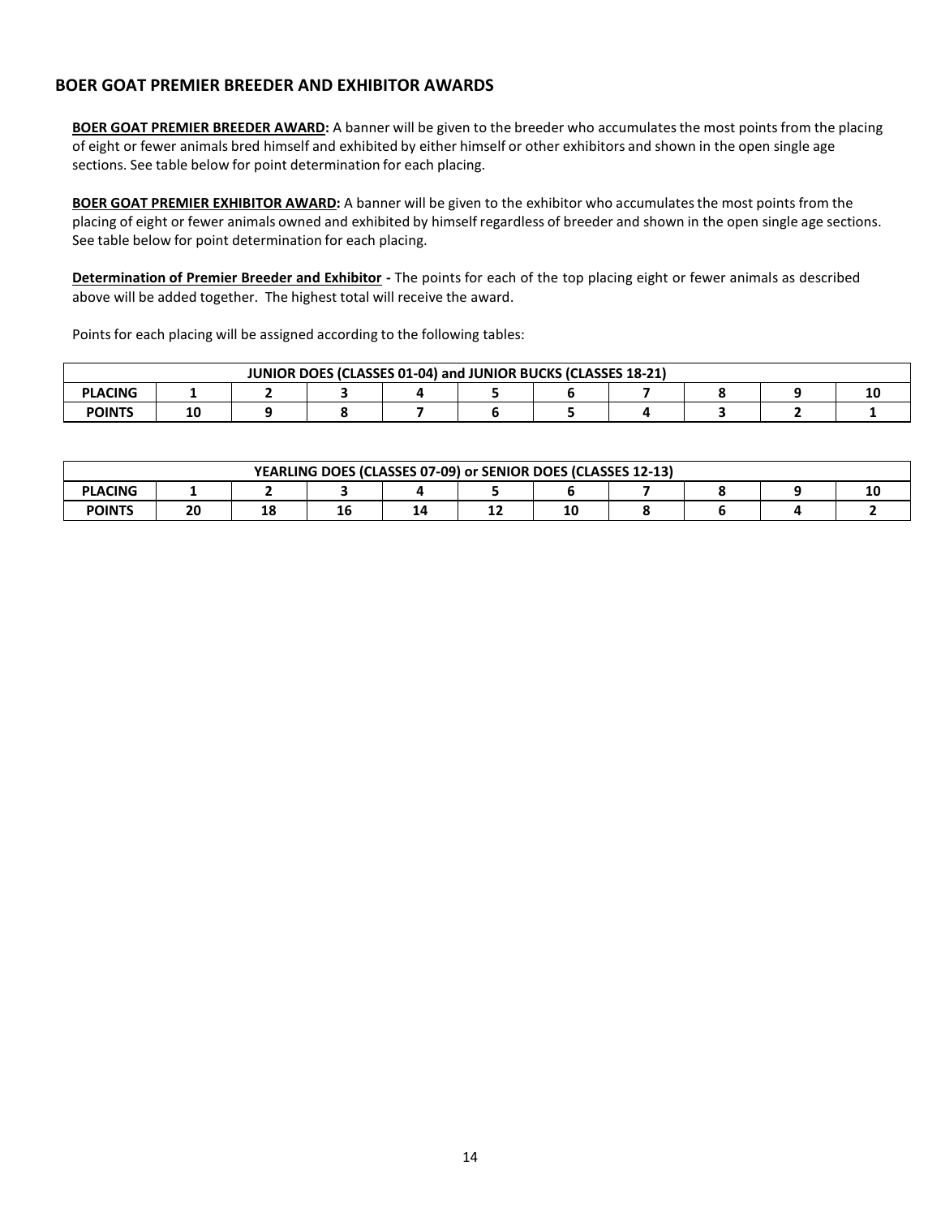## BOER GOAT PREMIER BREEDER AND EXHIBITOR AWARDS

**BOER GOAT PREMIER BREEDER AWARD:** A banner will be given to the breeder who accumulates the most points from the placing of eight or fewer animals bred himself and exhibited by either himself or other exhibitors and shown in the open single age sections. See table below for point determination for each placing.

**BOER GOAT PREMIER EXHIBITOR AWARD:** A banner will be given to the exhibitor who accumulates the most points from the placing of eight or fewer animals owned and exhibited by himself regardless of breeder and shown in the open single age sections. See table below for point determination for each placing.

**Determination of Premier Breeder and Exhibitor -** The points for each of the top placing eight or fewer animals as described above will be added together. The highest total will receive the award.

Points for each placing will be assigned according to the following tables:

| JUNIOR DOES (CLASSES 01-04) and JUNIOR BUCKS (CLASSES 18-21) | | | | | | | | | | |
|---|---|---|---|---|---|---|---|---|---|---|
| **PLACING** | **1** | **2** | **3** | **4** | **5** | **6** | **7** | **8** | **9** | **10** |
| **POINTS** | **10** | **9** | **8** | **7** | **6** | **5** | **4** | **3** | **2** | **1** |

| YEARLING DOES (CLASSES 07-09) or SENIOR DOES (CLASSES 12-13) | | | | | | | | | | |
|---|---|---|---|---|---|---|---|---|---|---|
| **PLACING** | **1** | **2** | **3** | **4** | **5** | **6** | **7** | **8** | **9** | **10** |
| **POINTS** | **20** | **18** | **16** | **14** | **12** | **10** | **8** | **6** | **4** | **2** |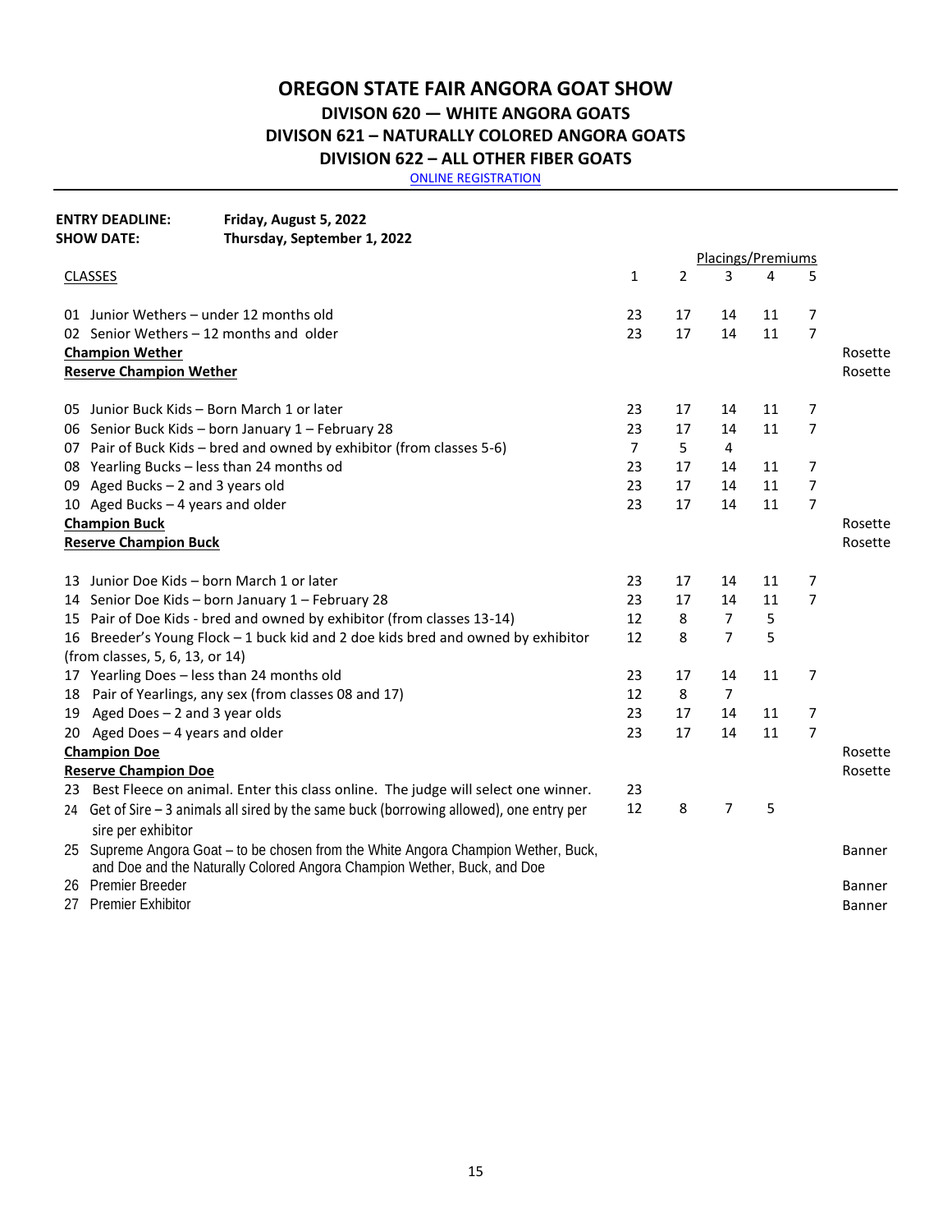# OREGON STATE FAIR ANGORA GOAT SHOW

## DIVISON 620 — WHITE ANGORA GOATS

## DIVISON 621 – NATURALLY COLORED ANGORA GOATS

## DIVISION 622 – ALL OTHER FIBER GOATS

[ONLINE REGISTRATION]

**ENTRY DEADLINE:** **Friday, August 5, 2022**
**SHOW DATE:** **Thursday, September 1, 2022**

| CLASSES | Placings/Premiums 1 | 2 | 3 | 4 | 5 | |
|---|---|---|---|---|---|---|
| 01 Junior Wethers – under 12 months old | 23 | 17 | 14 | 11 | 7 | |
| 02 Senior Wethers – 12 months and older | 23 | 17 | 14 | 11 | 7 | |
| **Champion Wether** | | | | | | Rosette |
| **Reserve Champion Wether** | | | | | | Rosette |
| 05 Junior Buck Kids – Born March 1 or later | 23 | 17 | 14 | 11 | 7 | |
| 06 Senior Buck Kids – born January 1 – February 28 | 23 | 17 | 14 | 11 | 7 | |
| 07 Pair of Buck Kids – bred and owned by exhibitor (from classes 5-6) | 7 | 5 | 4 | | | |
| 08 Yearling Bucks – less than 24 months od | 23 | 17 | 14 | 11 | 7 | |
| 09 Aged Bucks – 2 and 3 years old | 23 | 17 | 14 | 11 | 7 | |
| 10 Aged Bucks – 4 years and older | 23 | 17 | 14 | 11 | 7 | |
| **Champion Buck** | | | | | | Rosette |
| **Reserve Champion Buck** | | | | | | Rosette |
| 13 Junior Doe Kids – born March 1 or later | 23 | 17 | 14 | 11 | 7 | |
| 14 Senior Doe Kids – born January 1 – February 28 | 23 | 17 | 14 | 11 | 7 | |
| 15 Pair of Doe Kids - bred and owned by exhibitor (from classes 13-14) | 12 | 8 | 7 | 5 | | |
| 16 Breeder's Young Flock – 1 buck kid and 2 doe kids bred and owned by exhibitor (from classes, 5, 6, 13, or 14) | 12 | 8 | 7 | 5 | | |
| 17 Yearling Does – less than 24 months old | 23 | 17 | 14 | 11 | 7 | |
| 18 Pair of Yearlings, any sex (from classes 08 and 17) | 12 | 8 | 7 | | | |
| 19 Aged Does – 2 and 3 year olds | 23 | 17 | 14 | 11 | 7 | |
| 20 Aged Does – 4 years and older | 23 | 17 | 14 | 11 | 7 | |
| **Champion Doe** | | | | | | Rosette |
| **Reserve Champion Doe** | | | | | | Rosette |
| 23 Best Fleece on animal. Enter this class online. The judge will select one winner. | 23 | | | | | |
| 24 Get of Sire – 3 animals all sired by the same buck (borrowing allowed), one entry per sire per exhibitor | 12 | 8 | 7 | 5 | | |
| 25 Supreme Angora Goat – to be chosen from the White Angora Champion Wether, Buck, and Doe and the Naturally Colored Angora Champion Wether, Buck, and Doe | | | | | | Banner |
| 26 Premier Breeder | | | | | | Banner |
| 27 Premier Exhibitor | | | | | | Banner |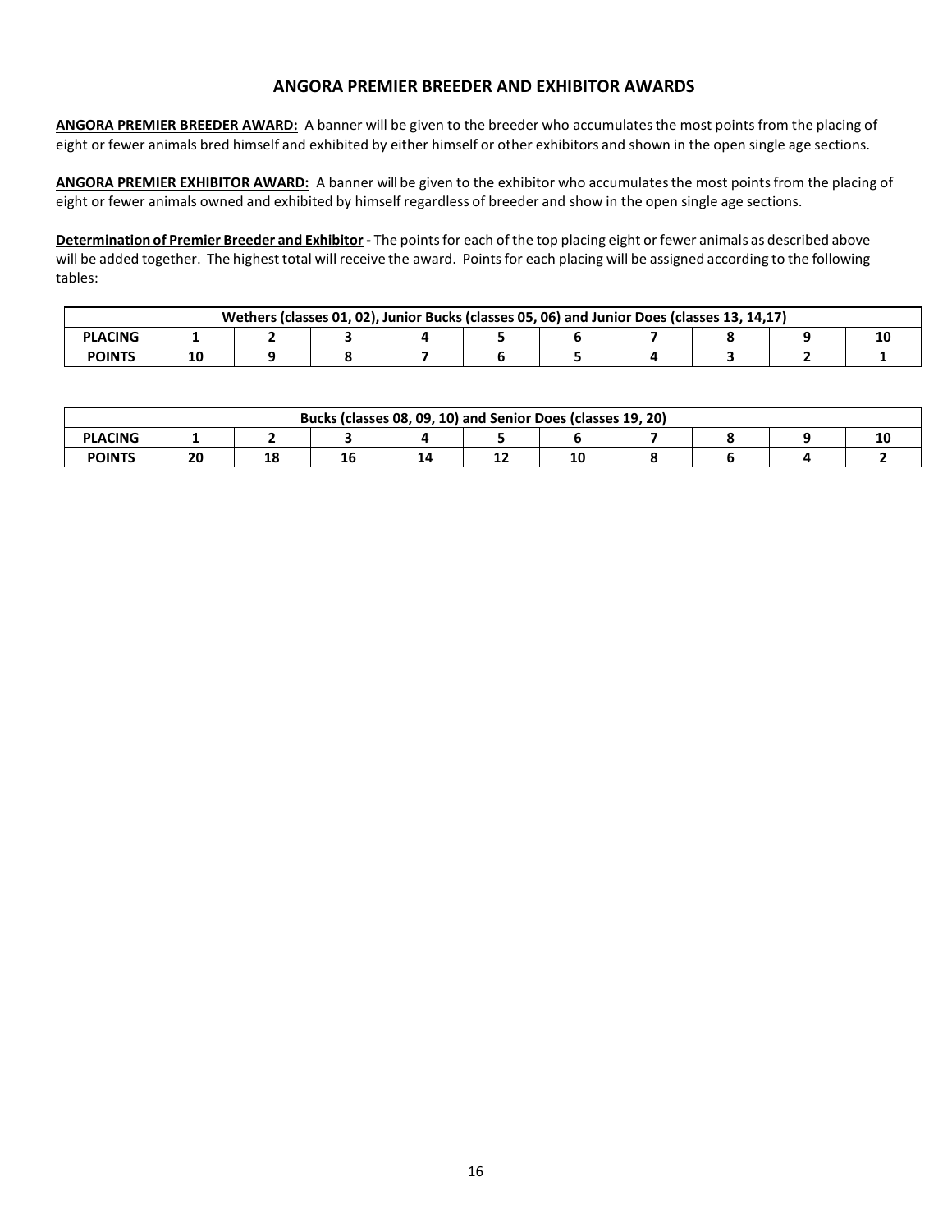## ANGORA PREMIER BREEDER AND EXHIBITOR AWARDS

**ANGORA PREMIER BREEDER AWARD:** A banner will be given to the breeder who accumulates the most points from the placing of eight or fewer animals bred himself and exhibited by either himself or other exhibitors and shown in the open single age sections.

**ANGORA PREMIER EXHIBITOR AWARD:** A banner will be given to the exhibitor who accumulates the most points from the placing of eight or fewer animals owned and exhibited by himself regardless of breeder and show in the open single age sections.

**Determination of Premier Breeder and Exhibitor -** The points for each of the top placing eight or fewer animals as described above will be added together. The highest total will receive the award. Points for each placing will be assigned according to the following tables:

| Wethers (classes 01, 02), Junior Bucks (classes 05, 06) and Junior Does (classes 13, 14,17) | | | | | | | | | | |
|---|---|---|---|---|---|---|---|---|---|---|
| **PLACING** | 1 | 2 | 3 | 4 | 5 | 6 | 7 | 8 | 9 | 10 |
| **POINTS** | 10 | 9 | 8 | 7 | 6 | 5 | 4 | 3 | 2 | 1 |

| Bucks (classes 08, 09, 10) and Senior Does (classes 19, 20) | | | | | | | | | | |
|---|---|---|---|---|---|---|---|---|---|---|
| **PLACING** | 1 | 2 | 3 | 4 | 5 | 6 | 7 | 8 | 9 | 10 |
| **POINTS** | 20 | 18 | 16 | 14 | 12 | 10 | 8 | 6 | 4 | 2 |